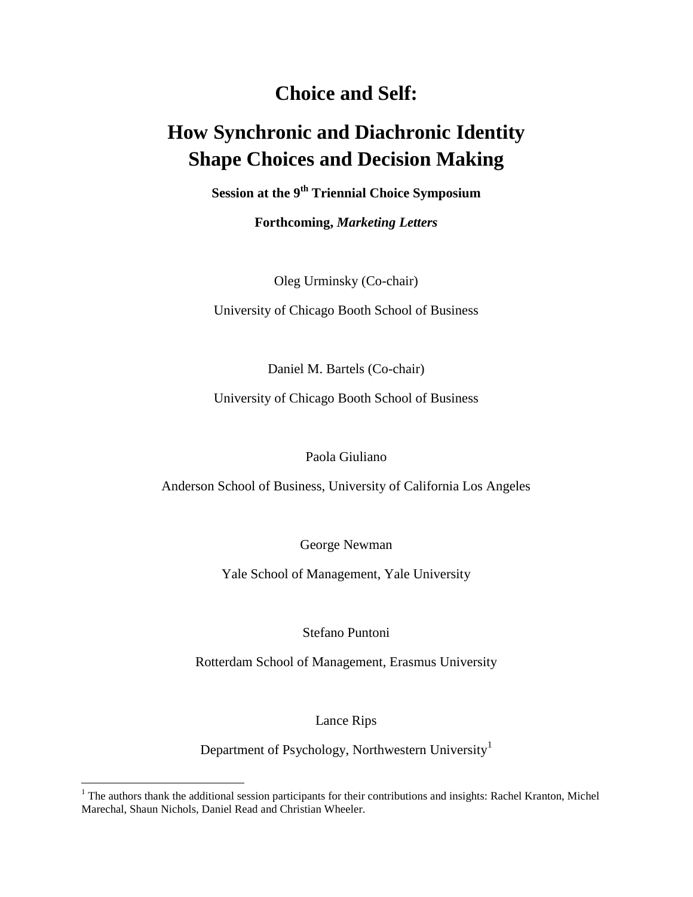# Choice and Self:

# How Synchronic and Diachronic Identity Shape Choices and Decision Making

**Session at the 9th Triennial Choice Symposium**

**Forthcoming, *Marketing Letters***

Oleg Urminsky (Co-chair)

University of Chicago Booth School of Business

Daniel M. Bartels (Co-chair)

University of Chicago Booth School of Business

Paola Giuliano

Anderson School of Business, University of California Los Angeles

George Newman

Yale School of Management, Yale University

Stefano Puntoni

Rotterdam School of Management, Erasmus University

Lance Rips

Department of Psychology, Northwestern University[1]

[1] The authors thank the additional session participants for their contributions and insights: Rachel Kranton, Michel Marechal, Shaun Nichols, Daniel Read and Christian Wheeler.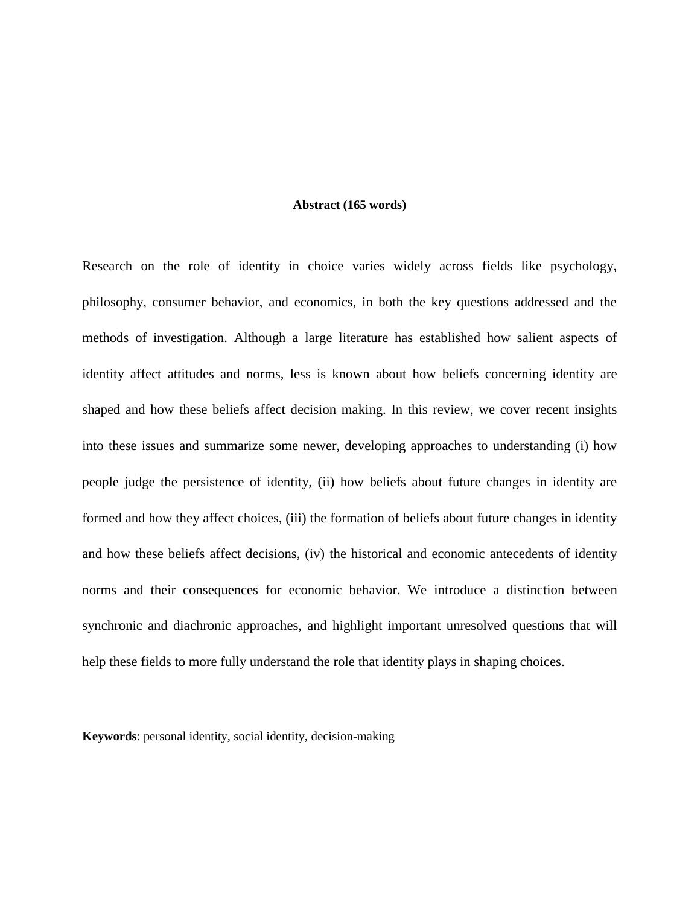**Abstract (165 words)**

Research on the role of identity in choice varies widely across fields like psychology, philosophy, consumer behavior, and economics, in both the key questions addressed and the methods of investigation. Although a large literature has established how salient aspects of identity affect attitudes and norms, less is known about how beliefs concerning identity are shaped and how these beliefs affect decision making. In this review, we cover recent insights into these issues and summarize some newer, developing approaches to understanding (i) how people judge the persistence of identity, (ii) how beliefs about future changes in identity are formed and how they affect choices, (iii) the formation of beliefs about future changes in identity and how these beliefs affect decisions, (iv) the historical and economic antecedents of identity norms and their consequences for economic behavior. We introduce a distinction between synchronic and diachronic approaches, and highlight important unresolved questions that will help these fields to more fully understand the role that identity plays in shaping choices.

**Keywords**: personal identity, social identity, decision-making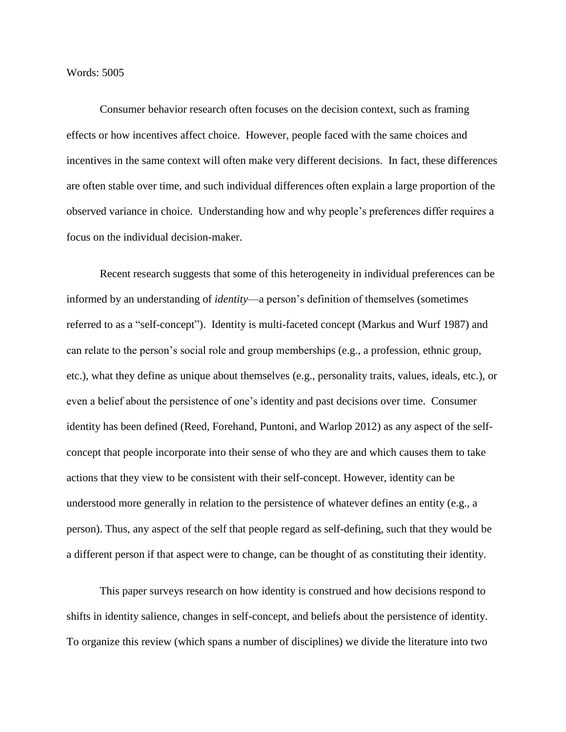Words: 5005

Consumer behavior research often focuses on the decision context, such as framing effects or how incentives affect choice. However, people faced with the same choices and incentives in the same context will often make very different decisions. In fact, these differences are often stable over time, and such individual differences often explain a large proportion of the observed variance in choice. Understanding how and why people's preferences differ requires a focus on the individual decision-maker.

Recent research suggests that some of this heterogeneity in individual preferences can be informed by an understanding of *identity*—a person's definition of themselves (sometimes referred to as a "self-concept"). Identity is multi-faceted concept (Markus and Wurf 1987) and can relate to the person's social role and group memberships (e.g., a profession, ethnic group, etc.), what they define as unique about themselves (e.g., personality traits, values, ideals, etc.), or even a belief about the persistence of one's identity and past decisions over time. Consumer identity has been defined (Reed, Forehand, Puntoni, and Warlop 2012) as any aspect of the self-concept that people incorporate into their sense of who they are and which causes them to take actions that they view to be consistent with their self-concept. However, identity can be understood more generally in relation to the persistence of whatever defines an entity (e.g., a person). Thus, any aspect of the self that people regard as self-defining, such that they would be a different person if that aspect were to change, can be thought of as constituting their identity.

This paper surveys research on how identity is construed and how decisions respond to shifts in identity salience, changes in self-concept, and beliefs about the persistence of identity. To organize this review (which spans a number of disciplines) we divide the literature into two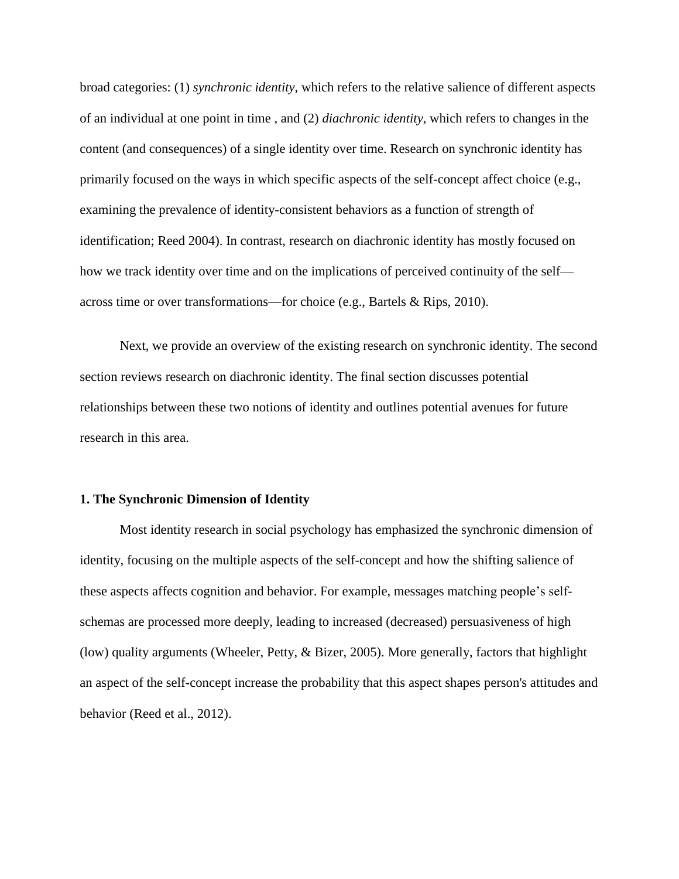broad categories: (1) *synchronic identity*, which refers to the relative salience of different aspects of an individual at one point in time , and (2) *diachronic identity*, which refers to changes in the content (and consequences) of a single identity over time. Research on synchronic identity has primarily focused on the ways in which specific aspects of the self-concept affect choice (e.g., examining the prevalence of identity-consistent behaviors as a function of strength of identification; Reed 2004). In contrast, research on diachronic identity has mostly focused on how we track identity over time and on the implications of perceived continuity of the self—across time or over transformations—for choice (e.g., Bartels & Rips, 2010).

Next, we provide an overview of the existing research on synchronic identity. The second section reviews research on diachronic identity. The final section discusses potential relationships between these two notions of identity and outlines potential avenues for future research in this area.

### 1. The Synchronic Dimension of Identity

Most identity research in social psychology has emphasized the synchronic dimension of identity, focusing on the multiple aspects of the self-concept and how the shifting salience of these aspects affects cognition and behavior. For example, messages matching people's self-schemas are processed more deeply, leading to increased (decreased) persuasiveness of high (low) quality arguments (Wheeler, Petty, & Bizer, 2005). More generally, factors that highlight an aspect of the self-concept increase the probability that this aspect shapes person's attitudes and behavior (Reed et al., 2012).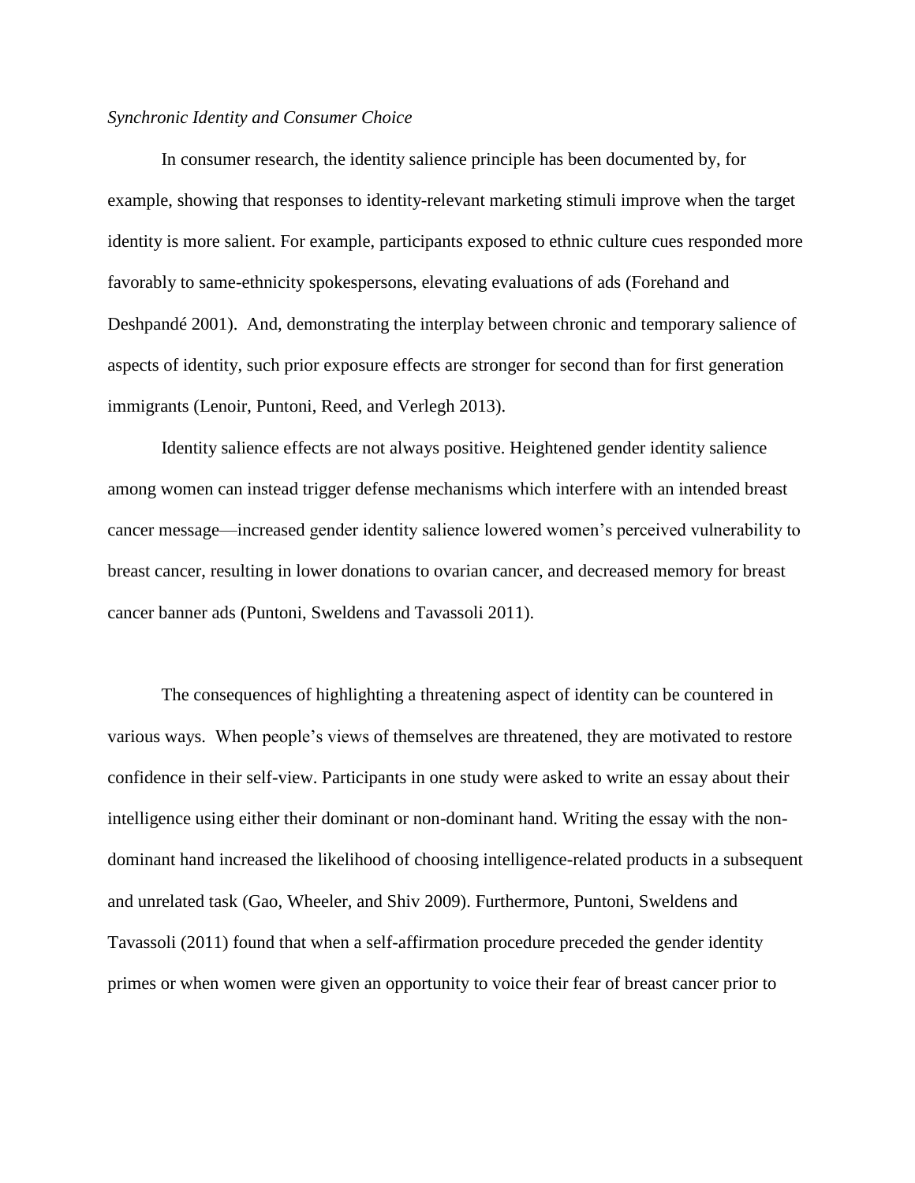*Synchronic Identity and Consumer Choice*

In consumer research, the identity salience principle has been documented by, for example, showing that responses to identity-relevant marketing stimuli improve when the target identity is more salient. For example, participants exposed to ethnic culture cues responded more favorably to same-ethnicity spokespersons, elevating evaluations of ads (Forehand and Deshpandé 2001). And, demonstrating the interplay between chronic and temporary salience of aspects of identity, such prior exposure effects are stronger for second than for first generation immigrants (Lenoir, Puntoni, Reed, and Verlegh 2013).

Identity salience effects are not always positive. Heightened gender identity salience among women can instead trigger defense mechanisms which interfere with an intended breast cancer message—increased gender identity salience lowered women's perceived vulnerability to breast cancer, resulting in lower donations to ovarian cancer, and decreased memory for breast cancer banner ads (Puntoni, Sweldens and Tavassoli 2011).

The consequences of highlighting a threatening aspect of identity can be countered in various ways. When people's views of themselves are threatened, they are motivated to restore confidence in their self-view. Participants in one study were asked to write an essay about their intelligence using either their dominant or non-dominant hand. Writing the essay with the non-dominant hand increased the likelihood of choosing intelligence-related products in a subsequent and unrelated task (Gao, Wheeler, and Shiv 2009). Furthermore, Puntoni, Sweldens and Tavassoli (2011) found that when a self-affirmation procedure preceded the gender identity primes or when women were given an opportunity to voice their fear of breast cancer prior to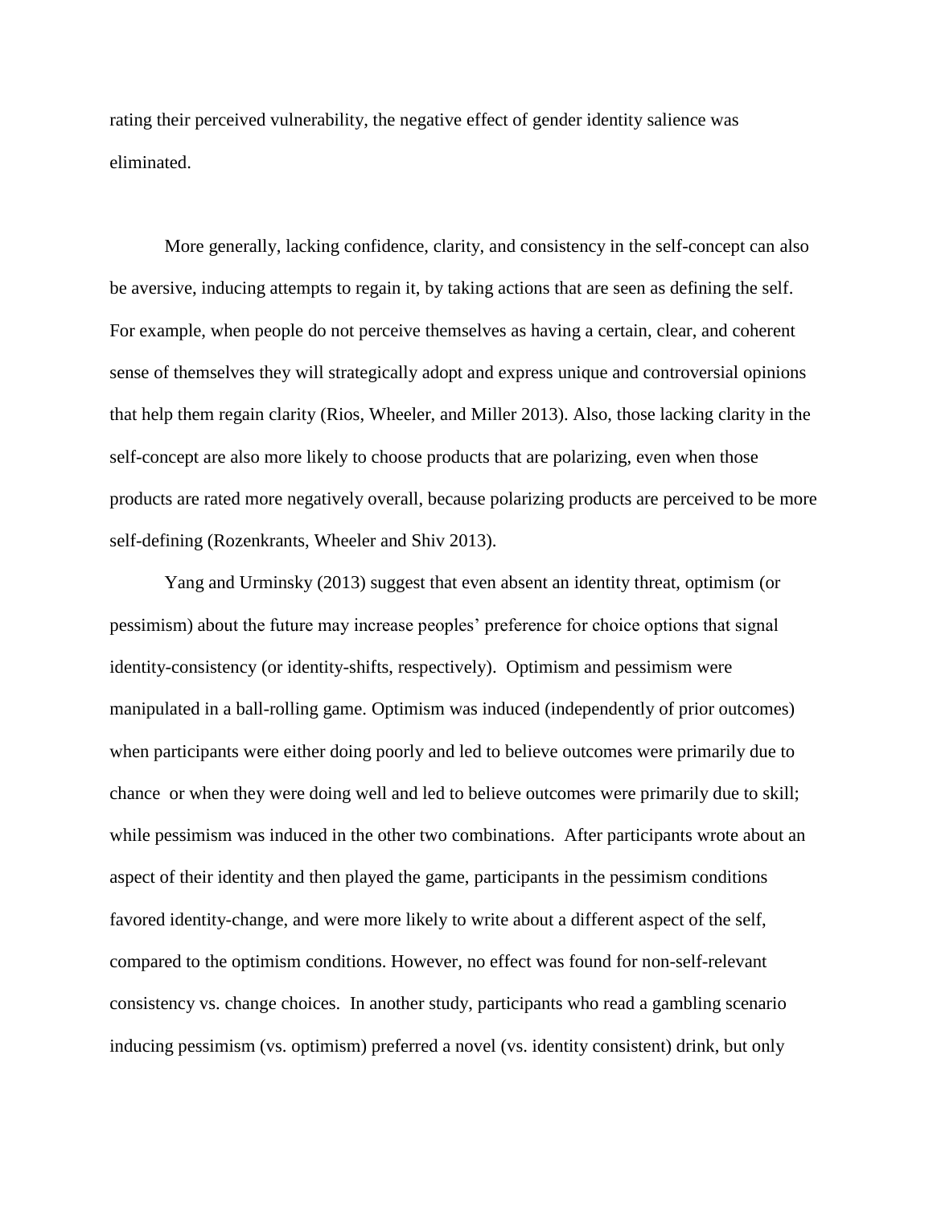rating their perceived vulnerability, the negative effect of gender identity salience was eliminated.

More generally, lacking confidence, clarity, and consistency in the self-concept can also be aversive, inducing attempts to regain it, by taking actions that are seen as defining the self. For example, when people do not perceive themselves as having a certain, clear, and coherent sense of themselves they will strategically adopt and express unique and controversial opinions that help them regain clarity (Rios, Wheeler, and Miller 2013). Also, those lacking clarity in the self-concept are also more likely to choose products that are polarizing, even when those products are rated more negatively overall, because polarizing products are perceived to be more self-defining (Rozenkrants, Wheeler and Shiv 2013).

Yang and Urminsky (2013) suggest that even absent an identity threat, optimism (or pessimism) about the future may increase peoples' preference for choice options that signal identity-consistency (or identity-shifts, respectively). Optimism and pessimism were manipulated in a ball-rolling game. Optimism was induced (independently of prior outcomes) when participants were either doing poorly and led to believe outcomes were primarily due to chance or when they were doing well and led to believe outcomes were primarily due to skill; while pessimism was induced in the other two combinations. After participants wrote about an aspect of their identity and then played the game, participants in the pessimism conditions favored identity-change, and were more likely to write about a different aspect of the self, compared to the optimism conditions. However, no effect was found for non-self-relevant consistency vs. change choices. In another study, participants who read a gambling scenario inducing pessimism (vs. optimism) preferred a novel (vs. identity consistent) drink, but only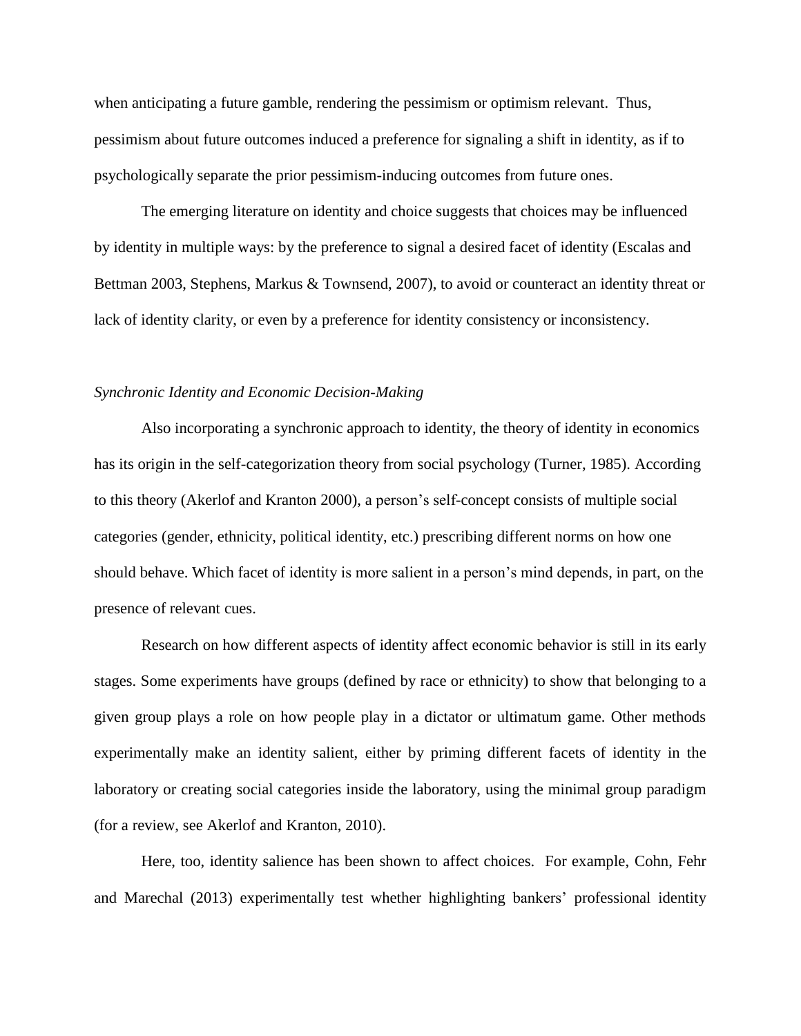when anticipating a future gamble, rendering the pessimism or optimism relevant. Thus, pessimism about future outcomes induced a preference for signaling a shift in identity, as if to psychologically separate the prior pessimism-inducing outcomes from future ones.

The emerging literature on identity and choice suggests that choices may be influenced by identity in multiple ways: by the preference to signal a desired facet of identity (Escalas and Bettman 2003, Stephens, Markus & Townsend, 2007), to avoid or counteract an identity threat or lack of identity clarity, or even by a preference for identity consistency or inconsistency.

### *Synchronic Identity and Economic Decision-Making*

Also incorporating a synchronic approach to identity, the theory of identity in economics has its origin in the self-categorization theory from social psychology (Turner, 1985). According to this theory (Akerlof and Kranton 2000), a person's self-concept consists of multiple social categories (gender, ethnicity, political identity, etc.) prescribing different norms on how one should behave. Which facet of identity is more salient in a person's mind depends, in part, on the presence of relevant cues.

Research on how different aspects of identity affect economic behavior is still in its early stages. Some experiments have groups (defined by race or ethnicity) to show that belonging to a given group plays a role on how people play in a dictator or ultimatum game. Other methods experimentally make an identity salient, either by priming different facets of identity in the laboratory or creating social categories inside the laboratory, using the minimal group paradigm (for a review, see Akerlof and Kranton, 2010).

Here, too, identity salience has been shown to affect choices. For example, Cohn, Fehr and Marechal (2013) experimentally test whether highlighting bankers' professional identity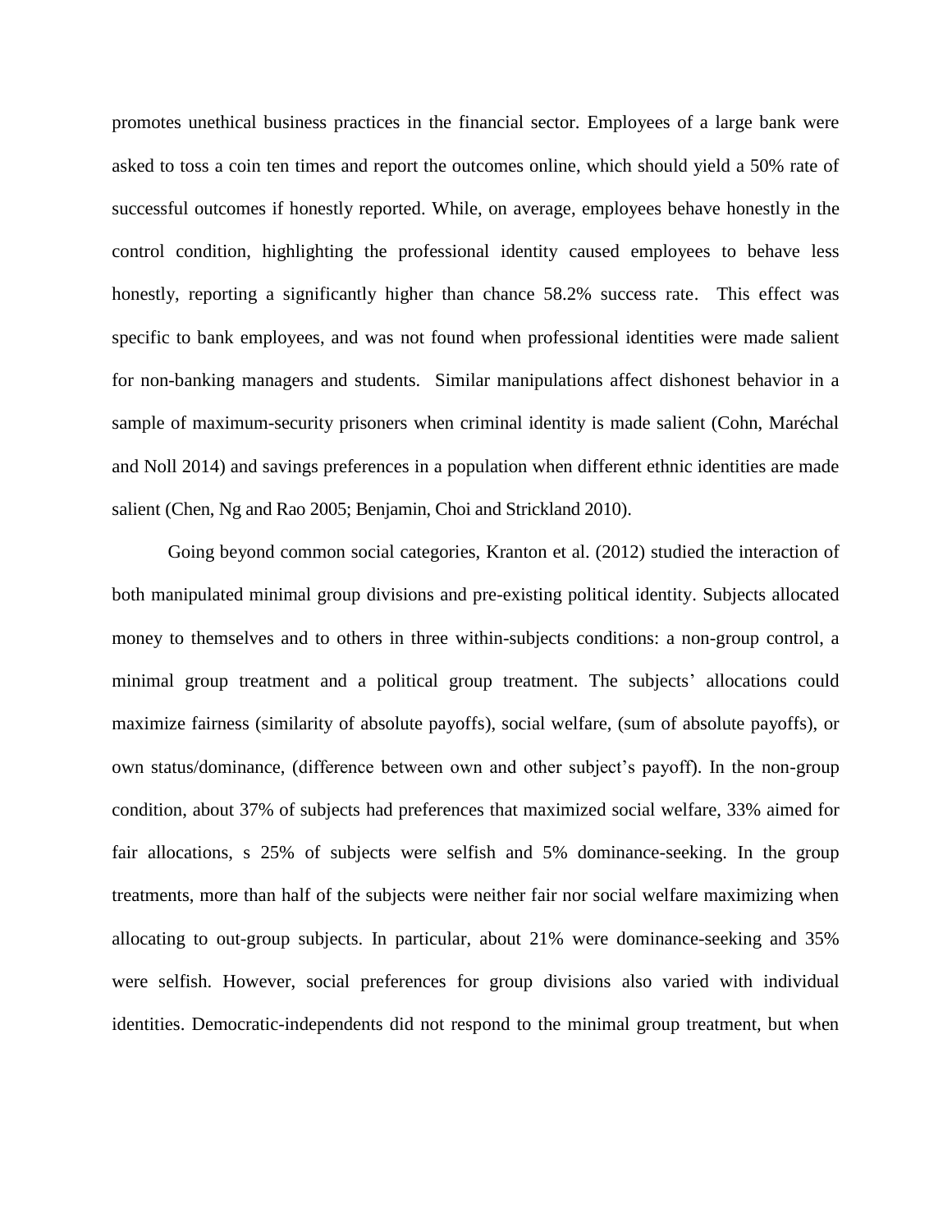promotes unethical business practices in the financial sector. Employees of a large bank were asked to toss a coin ten times and report the outcomes online, which should yield a 50% rate of successful outcomes if honestly reported. While, on average, employees behave honestly in the control condition, highlighting the professional identity caused employees to behave less honestly, reporting a significantly higher than chance 58.2% success rate. This effect was specific to bank employees, and was not found when professional identities were made salient for non-banking managers and students. Similar manipulations affect dishonest behavior in a sample of maximum-security prisoners when criminal identity is made salient (Cohn, Maréchal and Noll 2014) and savings preferences in a population when different ethnic identities are made salient (Chen, Ng and Rao 2005; Benjamin, Choi and Strickland 2010).

Going beyond common social categories, Kranton et al. (2012) studied the interaction of both manipulated minimal group divisions and pre-existing political identity. Subjects allocated money to themselves and to others in three within-subjects conditions: a non-group control, a minimal group treatment and a political group treatment. The subjects' allocations could maximize fairness (similarity of absolute payoffs), social welfare, (sum of absolute payoffs), or own status/dominance, (difference between own and other subject's payoff). In the non-group condition, about 37% of subjects had preferences that maximized social welfare, 33% aimed for fair allocations, s 25% of subjects were selfish and 5% dominance-seeking. In the group treatments, more than half of the subjects were neither fair nor social welfare maximizing when allocating to out-group subjects. In particular, about 21% were dominance-seeking and 35% were selfish. However, social preferences for group divisions also varied with individual identities. Democratic-independents did not respond to the minimal group treatment, but when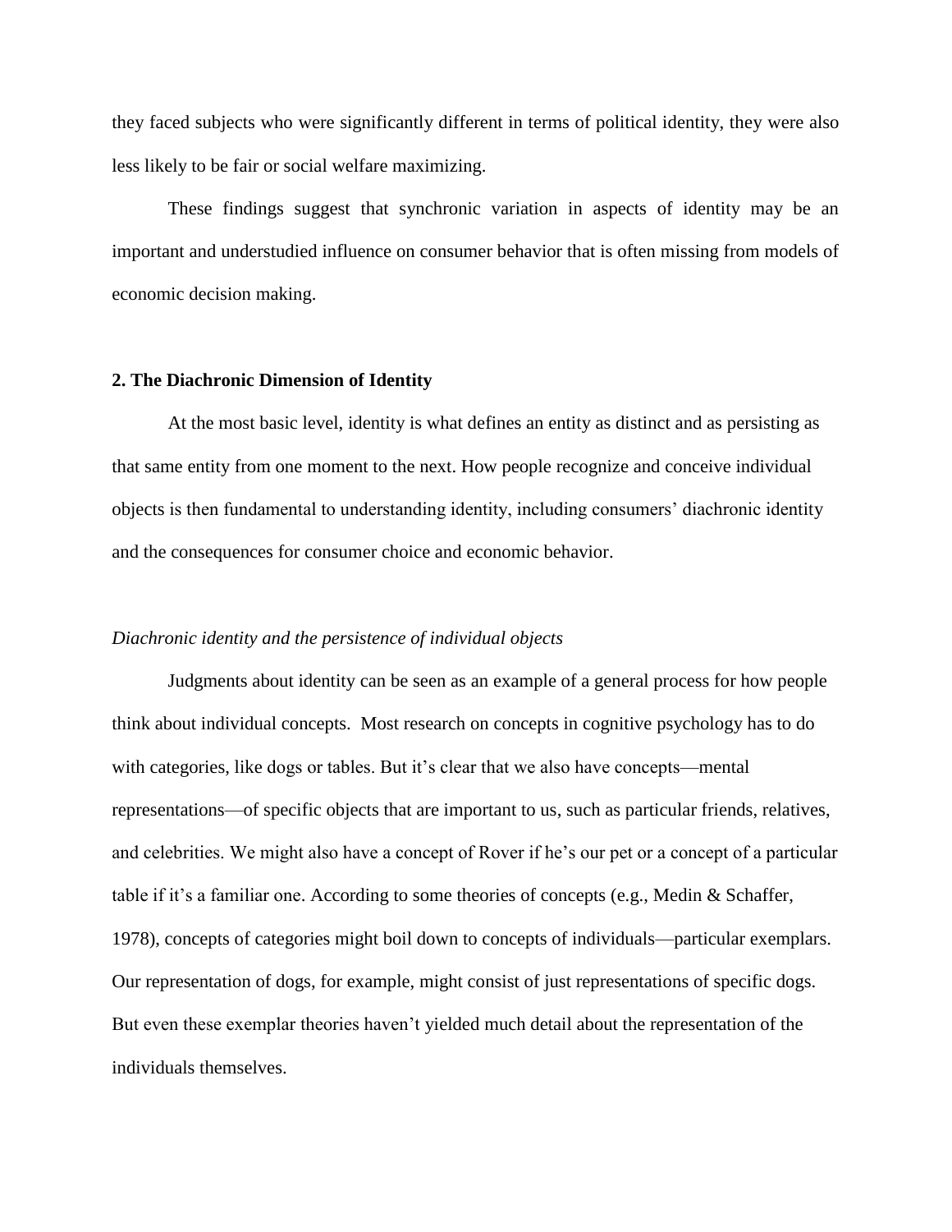they faced subjects who were significantly different in terms of political identity, they were also less likely to be fair or social welfare maximizing.

These findings suggest that synchronic variation in aspects of identity may be an important and understudied influence on consumer behavior that is often missing from models of economic decision making.

## 2. The Diachronic Dimension of Identity

At the most basic level, identity is what defines an entity as distinct and as persisting as that same entity from one moment to the next. How people recognize and conceive individual objects is then fundamental to understanding identity, including consumers' diachronic identity and the consequences for consumer choice and economic behavior.

### *Diachronic identity and the persistence of individual objects*

Judgments about identity can be seen as an example of a general process for how people think about individual concepts. Most research on concepts in cognitive psychology has to do with categories, like dogs or tables. But it's clear that we also have concepts—mental representations—of specific objects that are important to us, such as particular friends, relatives, and celebrities. We might also have a concept of Rover if he's our pet or a concept of a particular table if it's a familiar one. According to some theories of concepts (e.g., Medin & Schaffer, 1978), concepts of categories might boil down to concepts of individuals—particular exemplars. Our representation of dogs, for example, might consist of just representations of specific dogs. But even these exemplar theories haven't yielded much detail about the representation of the individuals themselves.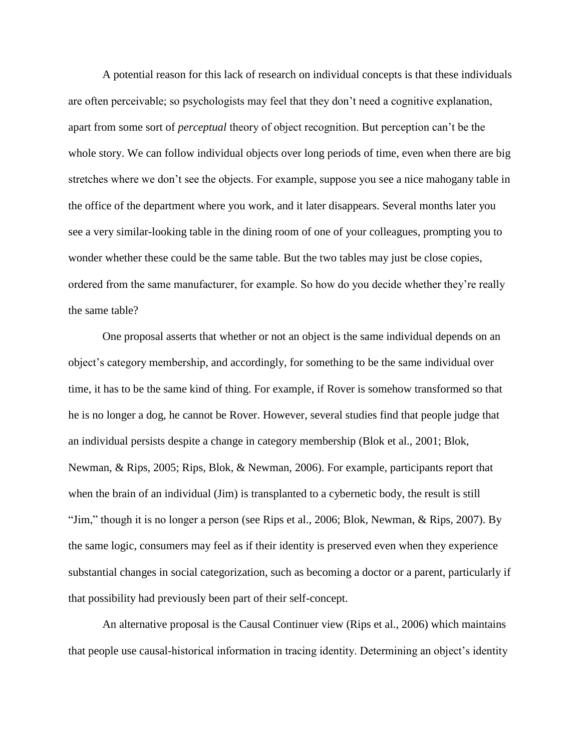A potential reason for this lack of research on individual concepts is that these individuals are often perceivable; so psychologists may feel that they don't need a cognitive explanation, apart from some sort of *perceptual* theory of object recognition. But perception can't be the whole story. We can follow individual objects over long periods of time, even when there are big stretches where we don't see the objects. For example, suppose you see a nice mahogany table in the office of the department where you work, and it later disappears. Several months later you see a very similar-looking table in the dining room of one of your colleagues, prompting you to wonder whether these could be the same table. But the two tables may just be close copies, ordered from the same manufacturer, for example. So how do you decide whether they're really the same table?

One proposal asserts that whether or not an object is the same individual depends on an object's category membership, and accordingly, for something to be the same individual over time, it has to be the same kind of thing. For example, if Rover is somehow transformed so that he is no longer a dog, he cannot be Rover. However, several studies find that people judge that an individual persists despite a change in category membership (Blok et al., 2001; Blok, Newman, & Rips, 2005; Rips, Blok, & Newman, 2006). For example, participants report that when the brain of an individual (Jim) is transplanted to a cybernetic body, the result is still "Jim," though it is no longer a person (see Rips et al., 2006; Blok, Newman, & Rips, 2007). By the same logic, consumers may feel as if their identity is preserved even when they experience substantial changes in social categorization, such as becoming a doctor or a parent, particularly if that possibility had previously been part of their self-concept.

An alternative proposal is the Causal Continuer view (Rips et al., 2006) which maintains that people use causal-historical information in tracing identity. Determining an object's identity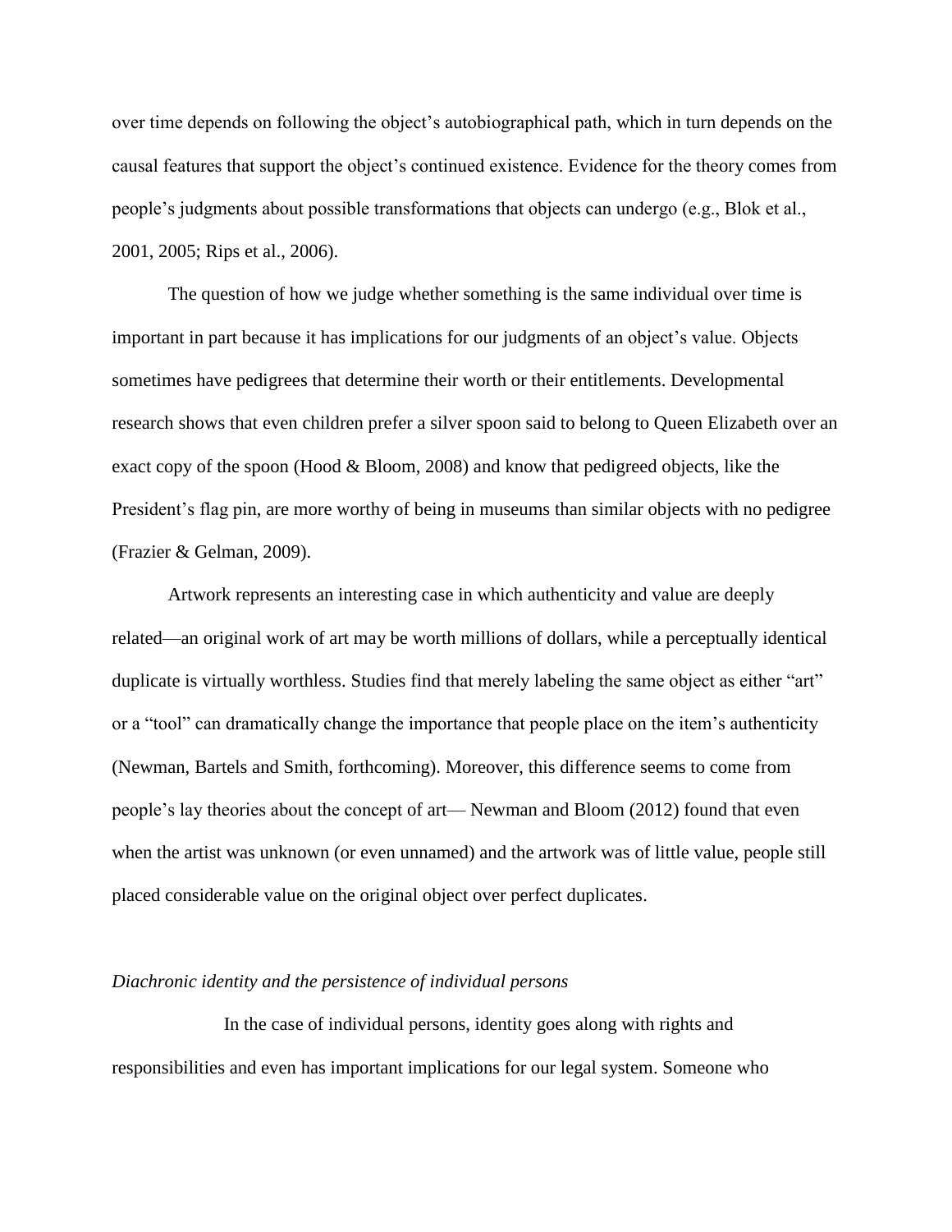over time depends on following the object's autobiographical path, which in turn depends on the causal features that support the object's continued existence. Evidence for the theory comes from people's judgments about possible transformations that objects can undergo (e.g., Blok et al., 2001, 2005; Rips et al., 2006).

The question of how we judge whether something is the same individual over time is important in part because it has implications for our judgments of an object's value. Objects sometimes have pedigrees that determine their worth or their entitlements. Developmental research shows that even children prefer a silver spoon said to belong to Queen Elizabeth over an exact copy of the spoon (Hood & Bloom, 2008) and know that pedigreed objects, like the President's flag pin, are more worthy of being in museums than similar objects with no pedigree (Frazier & Gelman, 2009).

Artwork represents an interesting case in which authenticity and value are deeply related—an original work of art may be worth millions of dollars, while a perceptually identical duplicate is virtually worthless. Studies find that merely labeling the same object as either "art" or a "tool" can dramatically change the importance that people place on the item's authenticity (Newman, Bartels and Smith, forthcoming). Moreover, this difference seems to come from people's lay theories about the concept of art— Newman and Bloom (2012) found that even when the artist was unknown (or even unnamed) and the artwork was of little value, people still placed considerable value on the original object over perfect duplicates.

*Diachronic identity and the persistence of individual persons*

In the case of individual persons, identity goes along with rights and responsibilities and even has important implications for our legal system. Someone who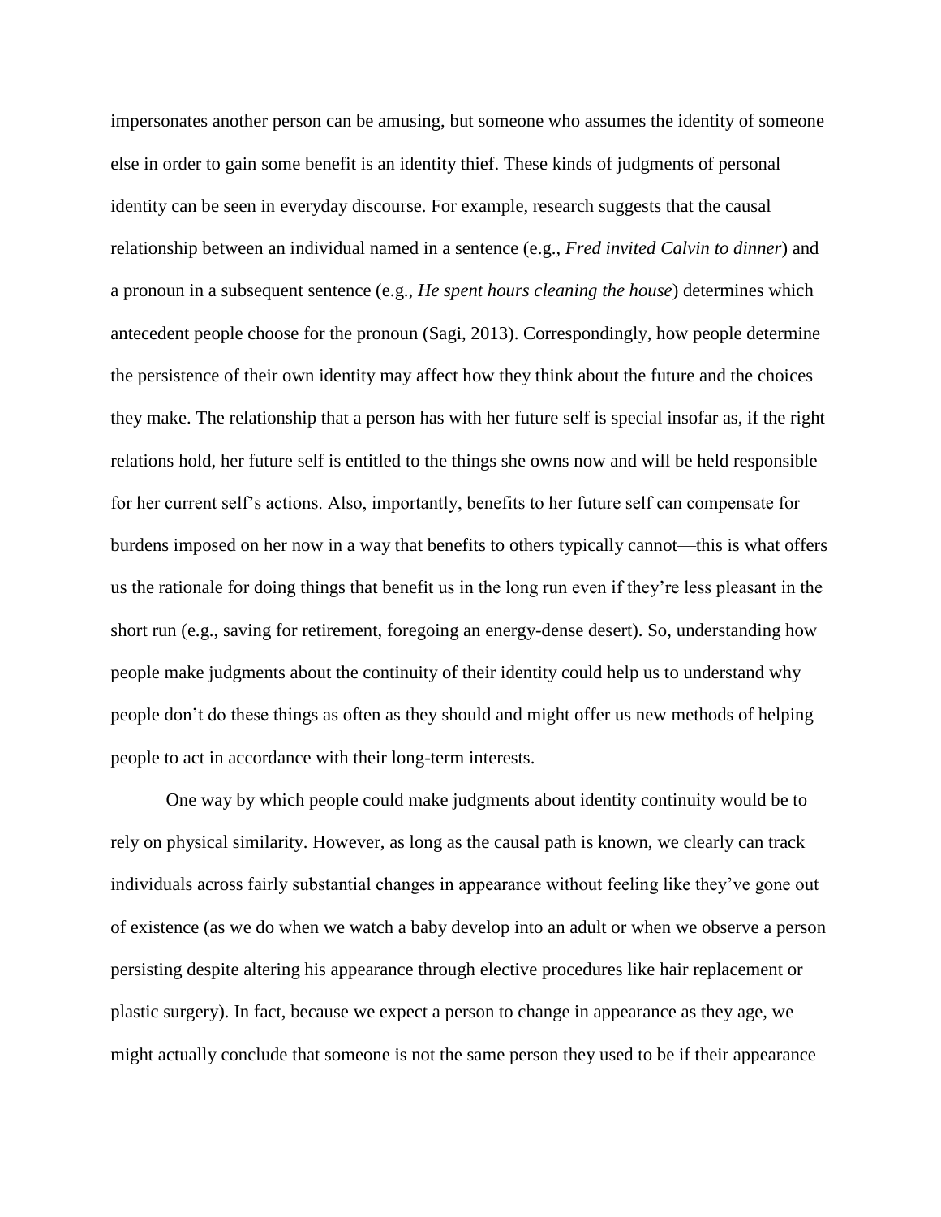impersonates another person can be amusing, but someone who assumes the identity of someone else in order to gain some benefit is an identity thief. These kinds of judgments of personal identity can be seen in everyday discourse. For example, research suggests that the causal relationship between an individual named in a sentence (e.g., *Fred invited Calvin to dinner*) and a pronoun in a subsequent sentence (e.g., *He spent hours cleaning the house*) determines which antecedent people choose for the pronoun (Sagi, 2013). Correspondingly, how people determine the persistence of their own identity may affect how they think about the future and the choices they make. The relationship that a person has with her future self is special insofar as, if the right relations hold, her future self is entitled to the things she owns now and will be held responsible for her current self's actions. Also, importantly, benefits to her future self can compensate for burdens imposed on her now in a way that benefits to others typically cannot—this is what offers us the rationale for doing things that benefit us in the long run even if they're less pleasant in the short run (e.g., saving for retirement, foregoing an energy-dense desert). So, understanding how people make judgments about the continuity of their identity could help us to understand why people don't do these things as often as they should and might offer us new methods of helping people to act in accordance with their long-term interests.

One way by which people could make judgments about identity continuity would be to rely on physical similarity. However, as long as the causal path is known, we clearly can track individuals across fairly substantial changes in appearance without feeling like they've gone out of existence (as we do when we watch a baby develop into an adult or when we observe a person persisting despite altering his appearance through elective procedures like hair replacement or plastic surgery). In fact, because we expect a person to change in appearance as they age, we might actually conclude that someone is not the same person they used to be if their appearance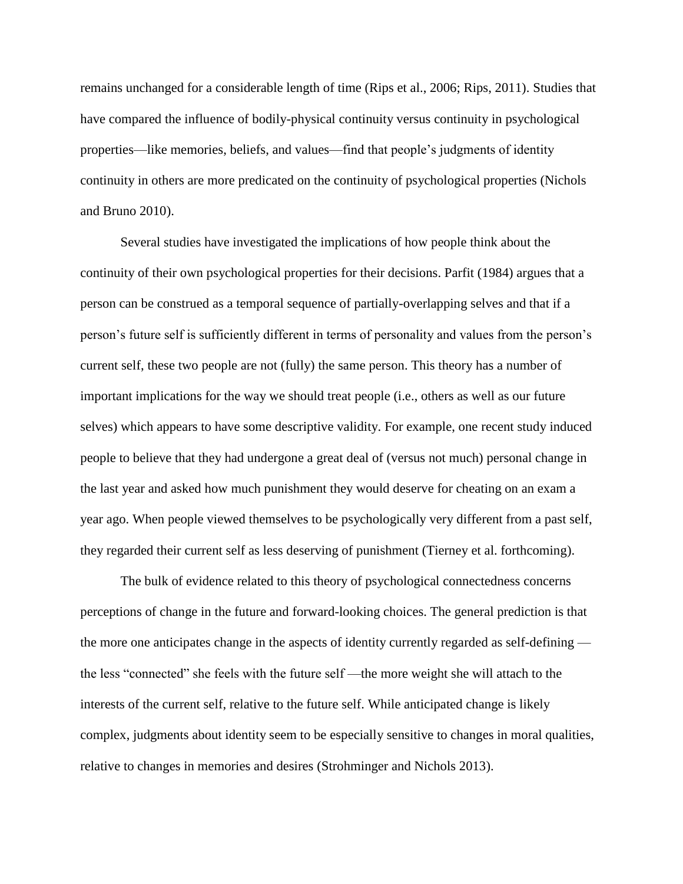remains unchanged for a considerable length of time (Rips et al., 2006; Rips, 2011). Studies that have compared the influence of bodily-physical continuity versus continuity in psychological properties—like memories, beliefs, and values—find that people's judgments of identity continuity in others are more predicated on the continuity of psychological properties (Nichols and Bruno 2010).

Several studies have investigated the implications of how people think about the continuity of their own psychological properties for their decisions. Parfit (1984) argues that a person can be construed as a temporal sequence of partially-overlapping selves and that if a person's future self is sufficiently different in terms of personality and values from the person's current self, these two people are not (fully) the same person. This theory has a number of important implications for the way we should treat people (i.e., others as well as our future selves) which appears to have some descriptive validity. For example, one recent study induced people to believe that they had undergone a great deal of (versus not much) personal change in the last year and asked how much punishment they would deserve for cheating on an exam a year ago. When people viewed themselves to be psychologically very different from a past self, they regarded their current self as less deserving of punishment (Tierney et al. forthcoming).

The bulk of evidence related to this theory of psychological connectedness concerns perceptions of change in the future and forward-looking choices. The general prediction is that the more one anticipates change in the aspects of identity currently regarded as self-defining — the less "connected" she feels with the future self —the more weight she will attach to the interests of the current self, relative to the future self. While anticipated change is likely complex, judgments about identity seem to be especially sensitive to changes in moral qualities, relative to changes in memories and desires (Strohminger and Nichols 2013).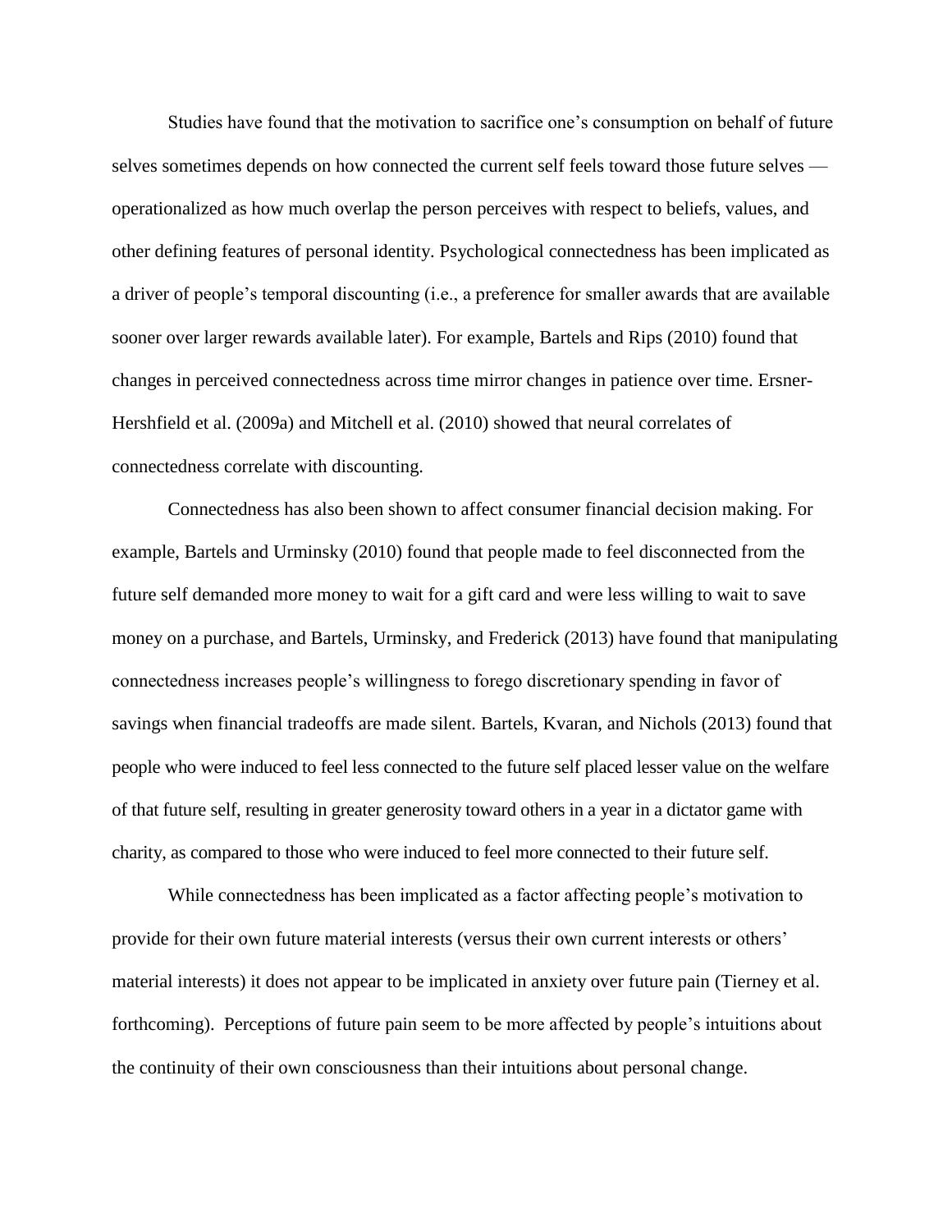Studies have found that the motivation to sacrifice one's consumption on behalf of future selves sometimes depends on how connected the current self feels toward those future selves — operationalized as how much overlap the person perceives with respect to beliefs, values, and other defining features of personal identity. Psychological connectedness has been implicated as a driver of people's temporal discounting (i.e., a preference for smaller awards that are available sooner over larger rewards available later). For example, Bartels and Rips (2010) found that changes in perceived connectedness across time mirror changes in patience over time. Ersner-Hershfield et al. (2009a) and Mitchell et al. (2010) showed that neural correlates of connectedness correlate with discounting.

Connectedness has also been shown to affect consumer financial decision making. For example, Bartels and Urminsky (2010) found that people made to feel disconnected from the future self demanded more money to wait for a gift card and were less willing to wait to save money on a purchase, and Bartels, Urminsky, and Frederick (2013) have found that manipulating connectedness increases people's willingness to forego discretionary spending in favor of savings when financial tradeoffs are made silent. Bartels, Kvaran, and Nichols (2013) found that people who were induced to feel less connected to the future self placed lesser value on the welfare of that future self, resulting in greater generosity toward others in a year in a dictator game with charity, as compared to those who were induced to feel more connected to their future self.

While connectedness has been implicated as a factor affecting people's motivation to provide for their own future material interests (versus their own current interests or others' material interests) it does not appear to be implicated in anxiety over future pain (Tierney et al. forthcoming). Perceptions of future pain seem to be more affected by people's intuitions about the continuity of their own consciousness than their intuitions about personal change.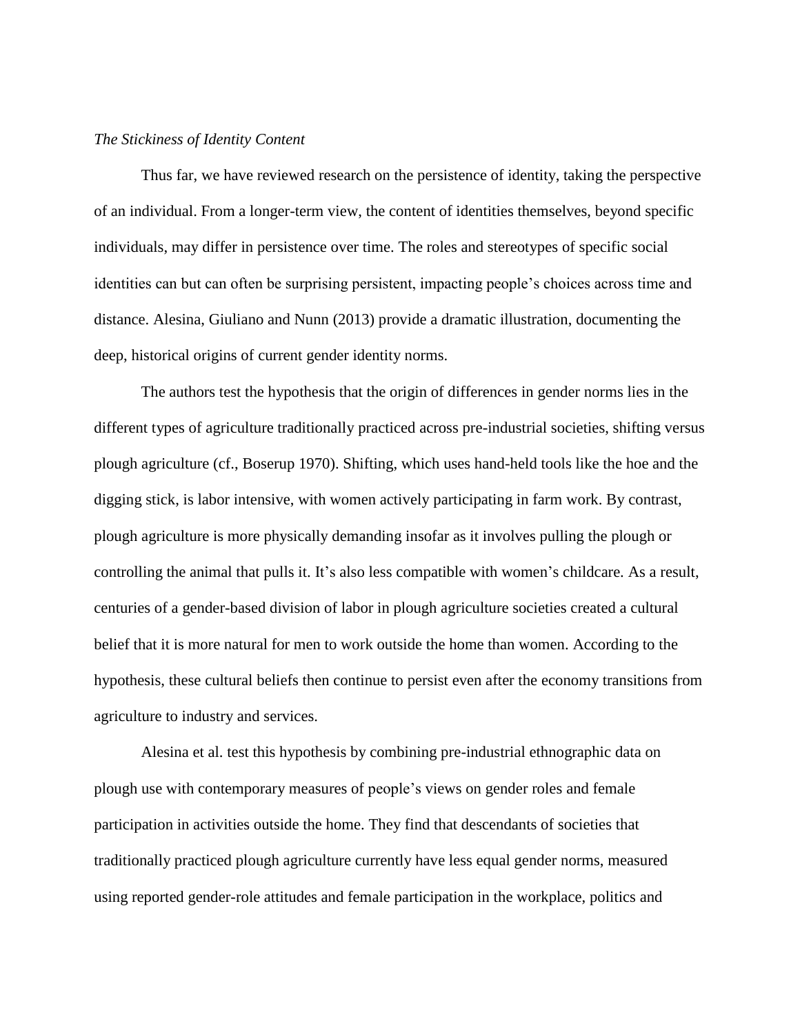*The Stickiness of Identity Content*

Thus far, we have reviewed research on the persistence of identity, taking the perspective of an individual. From a longer-term view, the content of identities themselves, beyond specific individuals, may differ in persistence over time. The roles and stereotypes of specific social identities can but can often be surprising persistent, impacting people's choices across time and distance. Alesina, Giuliano and Nunn (2013) provide a dramatic illustration, documenting the deep, historical origins of current gender identity norms.

The authors test the hypothesis that the origin of differences in gender norms lies in the different types of agriculture traditionally practiced across pre-industrial societies, shifting versus plough agriculture (cf., Boserup 1970). Shifting, which uses hand-held tools like the hoe and the digging stick, is labor intensive, with women actively participating in farm work. By contrast, plough agriculture is more physically demanding insofar as it involves pulling the plough or controlling the animal that pulls it. It's also less compatible with women's childcare. As a result, centuries of a gender-based division of labor in plough agriculture societies created a cultural belief that it is more natural for men to work outside the home than women. According to the hypothesis, these cultural beliefs then continue to persist even after the economy transitions from agriculture to industry and services.

Alesina et al. test this hypothesis by combining pre-industrial ethnographic data on plough use with contemporary measures of people's views on gender roles and female participation in activities outside the home. They find that descendants of societies that traditionally practiced plough agriculture currently have less equal gender norms, measured using reported gender-role attitudes and female participation in the workplace, politics and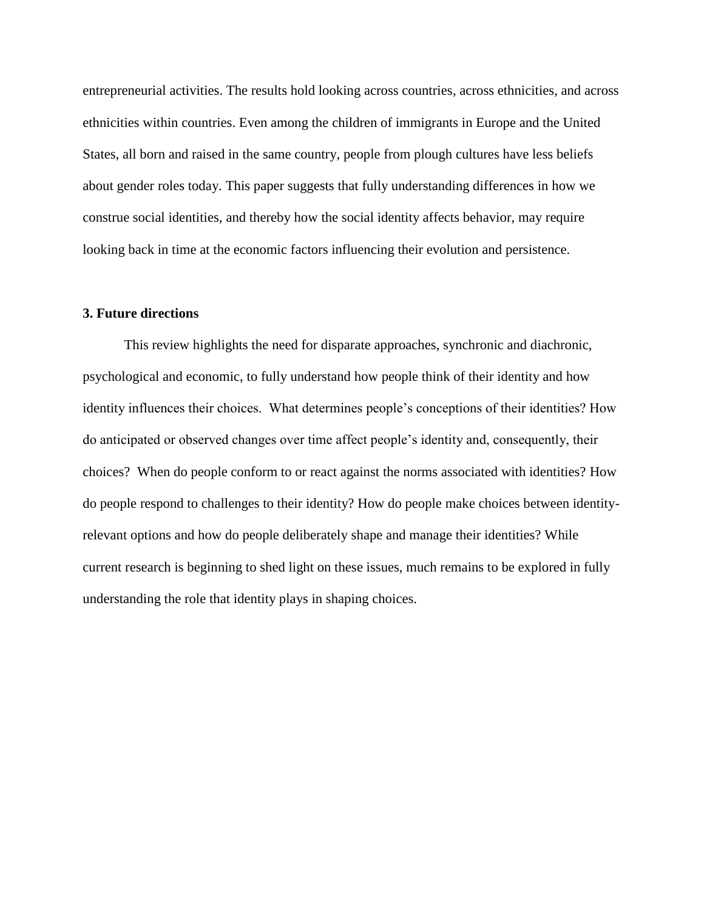entrepreneurial activities. The results hold looking across countries, across ethnicities, and across ethnicities within countries. Even among the children of immigrants in Europe and the United States, all born and raised in the same country, people from plough cultures have less beliefs about gender roles today. This paper suggests that fully understanding differences in how we construe social identities, and thereby how the social identity affects behavior, may require looking back in time at the economic factors influencing their evolution and persistence.

### 3. Future directions

This review highlights the need for disparate approaches, synchronic and diachronic, psychological and economic, to fully understand how people think of their identity and how identity influences their choices. What determines people's conceptions of their identities? How do anticipated or observed changes over time affect people's identity and, consequently, their choices? When do people conform to or react against the norms associated with identities? How do people respond to challenges to their identity? How do people make choices between identity-relevant options and how do people deliberately shape and manage their identities? While current research is beginning to shed light on these issues, much remains to be explored in fully understanding the role that identity plays in shaping choices.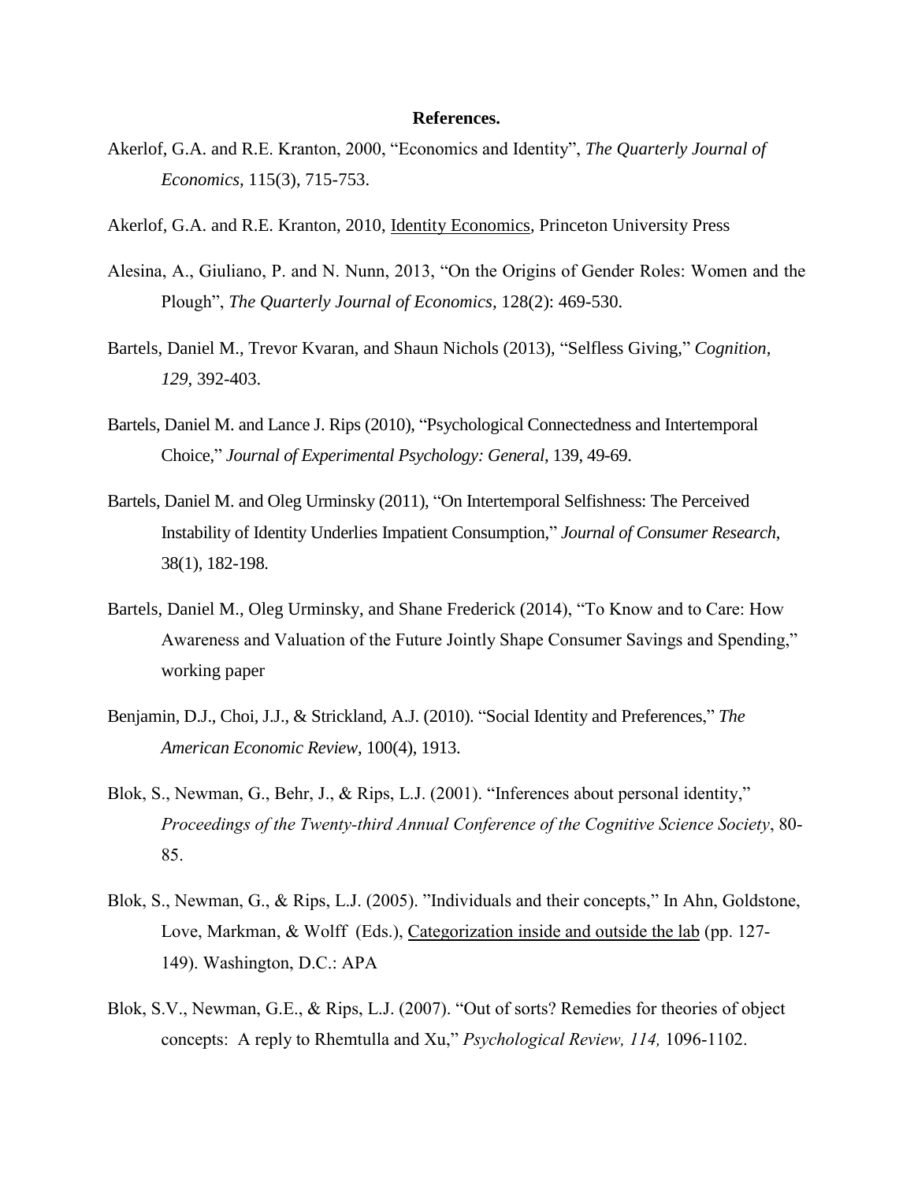**References.**

Akerlof, G.A. and R.E. Kranton, 2000, "Economics and Identity", *The Quarterly Journal of Economics,* 115(3), 715-753.

Akerlof, G.A. and R.E. Kranton, 2010, Identity Economics, Princeton University Press

Alesina, A., Giuliano, P. and N. Nunn, 2013, "On the Origins of Gender Roles: Women and the Plough", *The Quarterly Journal of Economics,* 128(2): 469-530.

Bartels, Daniel M., Trevor Kvaran, and Shaun Nichols (2013), "Selfless Giving," *Cognition, 129*, 392-403.

Bartels, Daniel M. and Lance J. Rips (2010), "Psychological Connectedness and Intertemporal Choice," *Journal of Experimental Psychology: General*, 139, 49-69.

Bartels, Daniel M. and Oleg Urminsky (2011), "On Intertemporal Selfishness: The Perceived Instability of Identity Underlies Impatient Consumption," *Journal of Consumer Research*, 38(1), 182-198.

Bartels, Daniel M., Oleg Urminsky, and Shane Frederick (2014), "To Know and to Care: How Awareness and Valuation of the Future Jointly Shape Consumer Savings and Spending," working paper

Benjamin, D.J., Choi, J.J., & Strickland, A.J. (2010). "Social Identity and Preferences," *The American Economic Review*, 100(4), 1913.

Blok, S., Newman, G., Behr, J., & Rips, L.J. (2001). "Inferences about personal identity," *Proceedings of the Twenty-third Annual Conference of the Cognitive Science Society*, 80-85.

Blok, S., Newman, G., & Rips, L.J. (2005). "Individuals and their concepts," In Ahn, Goldstone, Love, Markman, & Wolff (Eds.), Categorization inside and outside the lab (pp. 127-149). Washington, D.C.: APA

Blok, S.V., Newman, G.E., & Rips, L.J. (2007). "Out of sorts? Remedies for theories of object concepts: A reply to Rhemtulla and Xu," *Psychological Review, 114,* 1096-1102.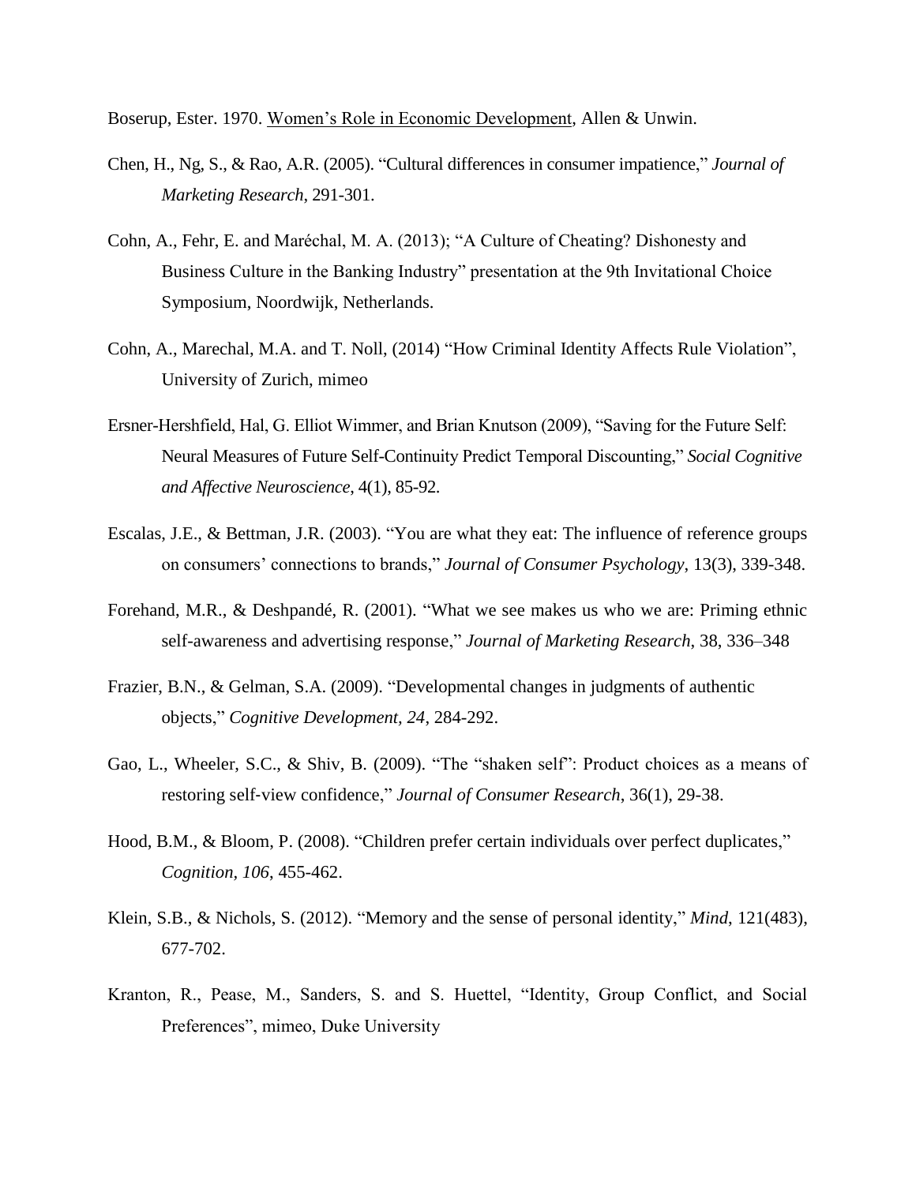Boserup, Ester. 1970. Women's Role in Economic Development, Allen & Unwin.

Chen, H., Ng, S., & Rao, A.R. (2005). "Cultural differences in consumer impatience," *Journal of Marketing Research*, 291-301.

Cohn, A., Fehr, E. and Maréchal, M. A. (2013); "A Culture of Cheating? Dishonesty and Business Culture in the Banking Industry" presentation at the 9th Invitational Choice Symposium, Noordwijk, Netherlands.

Cohn, A., Marechal, M.A. and T. Noll, (2014) "How Criminal Identity Affects Rule Violation", University of Zurich, mimeo

Ersner-Hershfield, Hal, G. Elliot Wimmer, and Brian Knutson (2009), "Saving for the Future Self: Neural Measures of Future Self-Continuity Predict Temporal Discounting," *Social Cognitive and Affective Neuroscience*, 4(1), 85-92.

Escalas, J.E., & Bettman, J.R. (2003). "You are what they eat: The influence of reference groups on consumers' connections to brands," *Journal of Consumer Psychology*, 13(3), 339-348.

Forehand, M.R., & Deshpandé, R. (2001). "What we see makes us who we are: Priming ethnic self-awareness and advertising response," *Journal of Marketing Research*, 38, 336–348

Frazier, B.N., & Gelman, S.A. (2009). "Developmental changes in judgments of authentic objects," *Cognitive Development, 24*, 284-292.

Gao, L., Wheeler, S.C., & Shiv, B. (2009). "The "shaken self": Product choices as a means of restoring self-view confidence," *Journal of Consumer Research*, 36(1), 29-38.

Hood, B.M., & Bloom, P. (2008). "Children prefer certain individuals over perfect duplicates," *Cognition, 106*, 455-462.

Klein, S.B., & Nichols, S. (2012). "Memory and the sense of personal identity," *Mind*, 121(483), 677-702.

Kranton, R., Pease, M., Sanders, S. and S. Huettel, "Identity, Group Conflict, and Social Preferences", mimeo, Duke University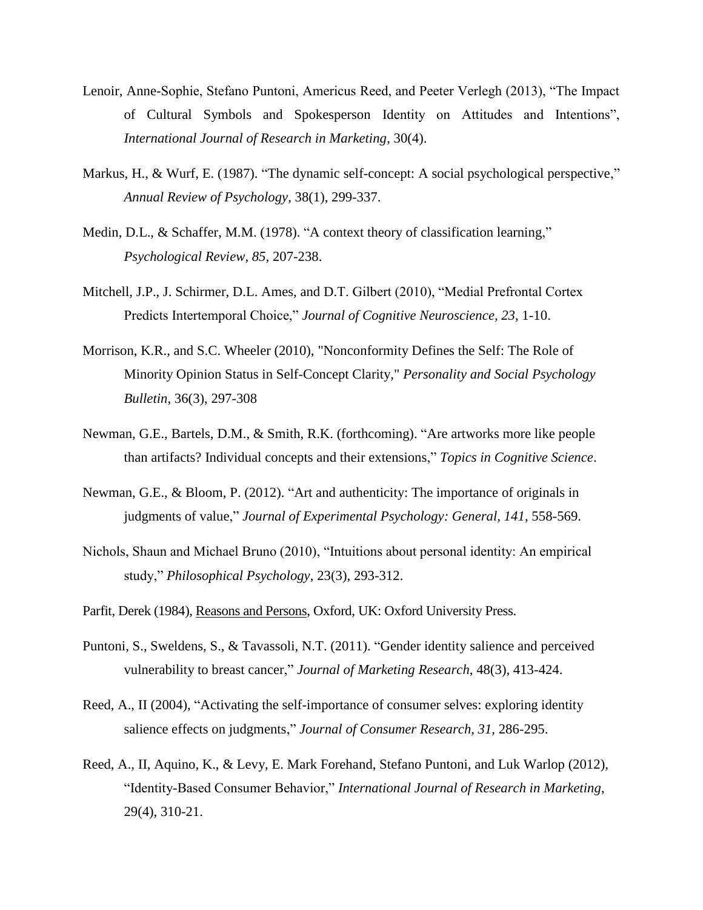Lenoir, Anne-Sophie, Stefano Puntoni, Americus Reed, and Peeter Verlegh (2013), "The Impact of Cultural Symbols and Spokesperson Identity on Attitudes and Intentions", *International Journal of Research in Marketing*, 30(4).

Markus, H., & Wurf, E. (1987). "The dynamic self-concept: A social psychological perspective," *Annual Review of Psychology*, 38(1), 299-337.

Medin, D.L., & Schaffer, M.M. (1978). "A context theory of classification learning," *Psychological Review, 85*, 207-238.

Mitchell, J.P., J. Schirmer, D.L. Ames, and D.T. Gilbert (2010), "Medial Prefrontal Cortex Predicts Intertemporal Choice," *Journal of Cognitive Neuroscience, 23*, 1-10.

Morrison, K.R., and S.C. Wheeler (2010), "Nonconformity Defines the Self: The Role of Minority Opinion Status in Self-Concept Clarity," *Personality and Social Psychology Bulletin*, 36(3), 297-308

Newman, G.E., Bartels, D.M., & Smith, R.K. (forthcoming). "Are artworks more like people than artifacts? Individual concepts and their extensions," *Topics in Cognitive Science*.

Newman, G.E., & Bloom, P. (2012). "Art and authenticity: The importance of originals in judgments of value," *Journal of Experimental Psychology: General, 141*, 558-569.

Nichols, Shaun and Michael Bruno (2010), "Intuitions about personal identity: An empirical study," *Philosophical Psychology*, 23(3), 293-312.

Parfit, Derek (1984), Reasons and Persons, Oxford, UK: Oxford University Press.

Puntoni, S., Sweldens, S., & Tavassoli, N.T. (2011). "Gender identity salience and perceived vulnerability to breast cancer," *Journal of Marketing Research*, 48(3), 413-424.

Reed, A., II (2004), "Activating the self-importance of consumer selves: exploring identity salience effects on judgments," *Journal of Consumer Research, 31*, 286-295.

Reed, A., II, Aquino, K., & Levy, E. Mark Forehand, Stefano Puntoni, and Luk Warlop (2012), "Identity-Based Consumer Behavior," *International Journal of Research in Marketing*, 29(4), 310-21.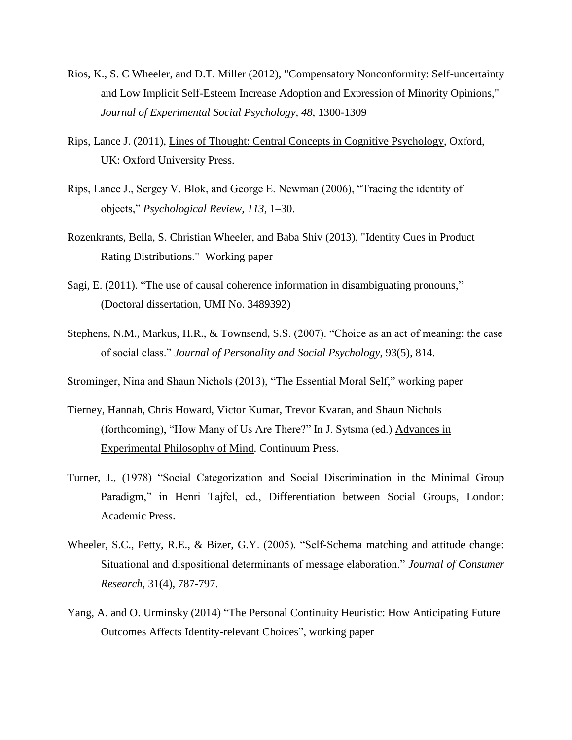Rios, K., S. C Wheeler, and D.T. Miller (2012), "Compensatory Nonconformity: Self-uncertainty and Low Implicit Self-Esteem Increase Adoption and Expression of Minority Opinions," *Journal of Experimental Social Psychology, 48*, 1300-1309

Rips, Lance J. (2011), Lines of Thought: Central Concepts in Cognitive Psychology, Oxford, UK: Oxford University Press.

Rips, Lance J., Sergey V. Blok, and George E. Newman (2006), "Tracing the identity of objects," *Psychological Review, 113*, 1–30.

Rozenkrants, Bella, S. Christian Wheeler, and Baba Shiv (2013), "Identity Cues in Product Rating Distributions." Working paper

Sagi, E. (2011). "The use of causal coherence information in disambiguating pronouns," (Doctoral dissertation, UMI No. 3489392)

Stephens, N.M., Markus, H.R., & Townsend, S.S. (2007). "Choice as an act of meaning: the case of social class." *Journal of Personality and Social Psychology*, 93(5), 814.

Strominger, Nina and Shaun Nichols (2013), "The Essential Moral Self," working paper

Tierney, Hannah, Chris Howard, Victor Kumar, Trevor Kvaran, and Shaun Nichols (forthcoming), "How Many of Us Are There?" In J. Sytsma (ed.) Advances in Experimental Philosophy of Mind. Continuum Press.

Turner, J., (1978) "Social Categorization and Social Discrimination in the Minimal Group Paradigm," in Henri Tajfel, ed., Differentiation between Social Groups, London: Academic Press.

Wheeler, S.C., Petty, R.E., & Bizer, G.Y. (2005). "Self-Schema matching and attitude change: Situational and dispositional determinants of message elaboration." *Journal of Consumer Research*, 31(4), 787-797.

Yang, A. and O. Urminsky (2014) "The Personal Continuity Heuristic: How Anticipating Future Outcomes Affects Identity-relevant Choices", working paper